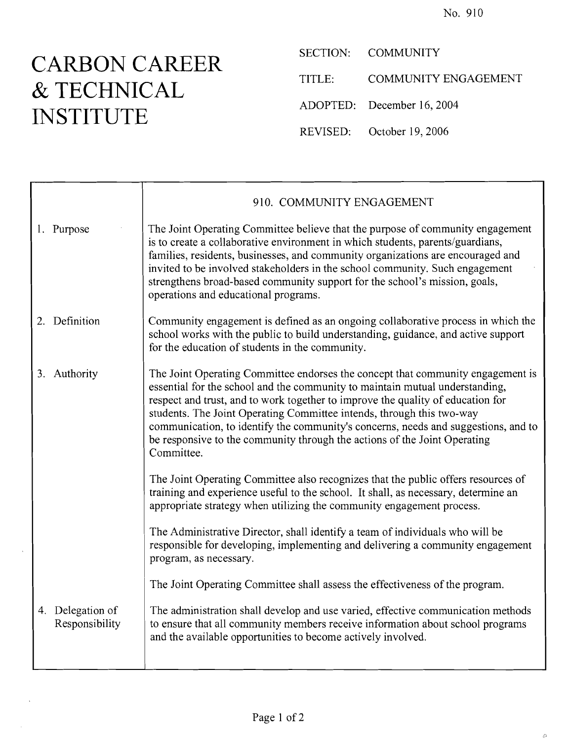No. 910

# CARBON CAREER & TECHNICAL INSTITUTE

SECTION: COMMUNITY

TITLE: COMMUNITY ENGAGEMENT

ADOPTED: December 16, 2004

REVISED: October 19, 2006

## 910. COMMUNITY ENGAGEMENT

**1. Purpose**

The Joint Operating Committee believe that the purpose of community engagement is to create a collaborative environment in which students, parents/guardians, families, residents, businesses, and community organizations are encouraged and invited to be involved stakeholders in the school community. Such engagement strengthens broad-based community support for the school's mission, goals, operations and educational programs.

**2. Definition**

Community engagement is defined as an ongoing collaborative process in which the school works with the public to build understanding, guidance, and active support for the education of students in the community.

**3. Authority**

The Joint Operating Committee endorses the concept that community engagement is essential for the school and the community to maintain mutual understanding, respect and trust, and to work together to improve the quality of education for students. The Joint Operating Committee intends, through this two-way communication, to identify the community's concerns, needs and suggestions, and to be responsive to the community through the actions of the Joint Operating Committee.

The Joint Operating Committee also recognizes that the public offers resources of training and experience useful to the school. It shall, as necessary, determine an appropriate strategy when utilizing the community engagement process.

The Administrative Director, shall identify a team of individuals who will be responsible for developing, implementing and delivering a community engagement program, as necessary.

The Joint Operating Committee shall assess the effectiveness of the program.

**4. Delegation of Responsibility**

The administration shall develop and use varied, effective communication methods to ensure that all community members receive information about school programs and the available opportunities to become actively involved.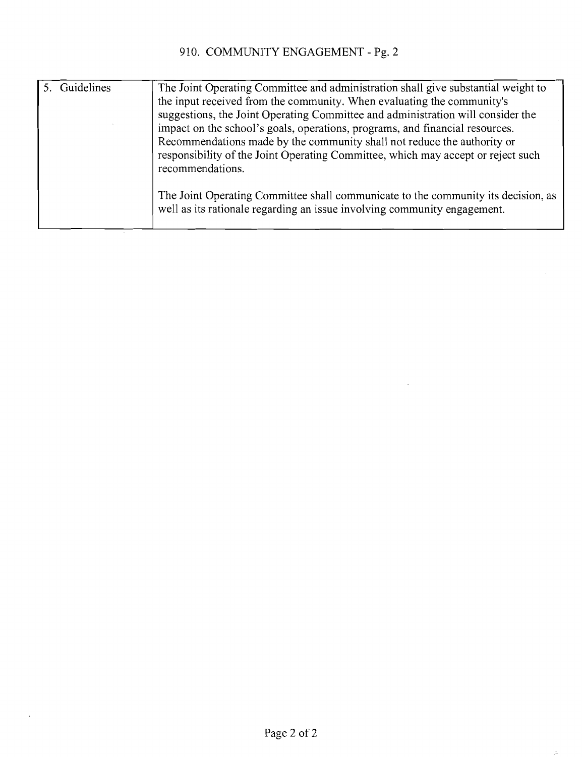| | |
|---|---|
| 5. Guidelines | The Joint Operating Committee and administration shall give substantial weight to the input received from the community. When evaluating the community's suggestions, the Joint Operating Committee and administration will consider the impact on the school's goals, operations, programs, and financial resources. Recommendations made by the community shall not reduce the authority or responsibility of the Joint Operating Committee, which may accept or reject such recommendations.<br><br>The Joint Operating Committee shall communicate to the community its decision, as well as its rationale regarding an issue involving community engagement. |